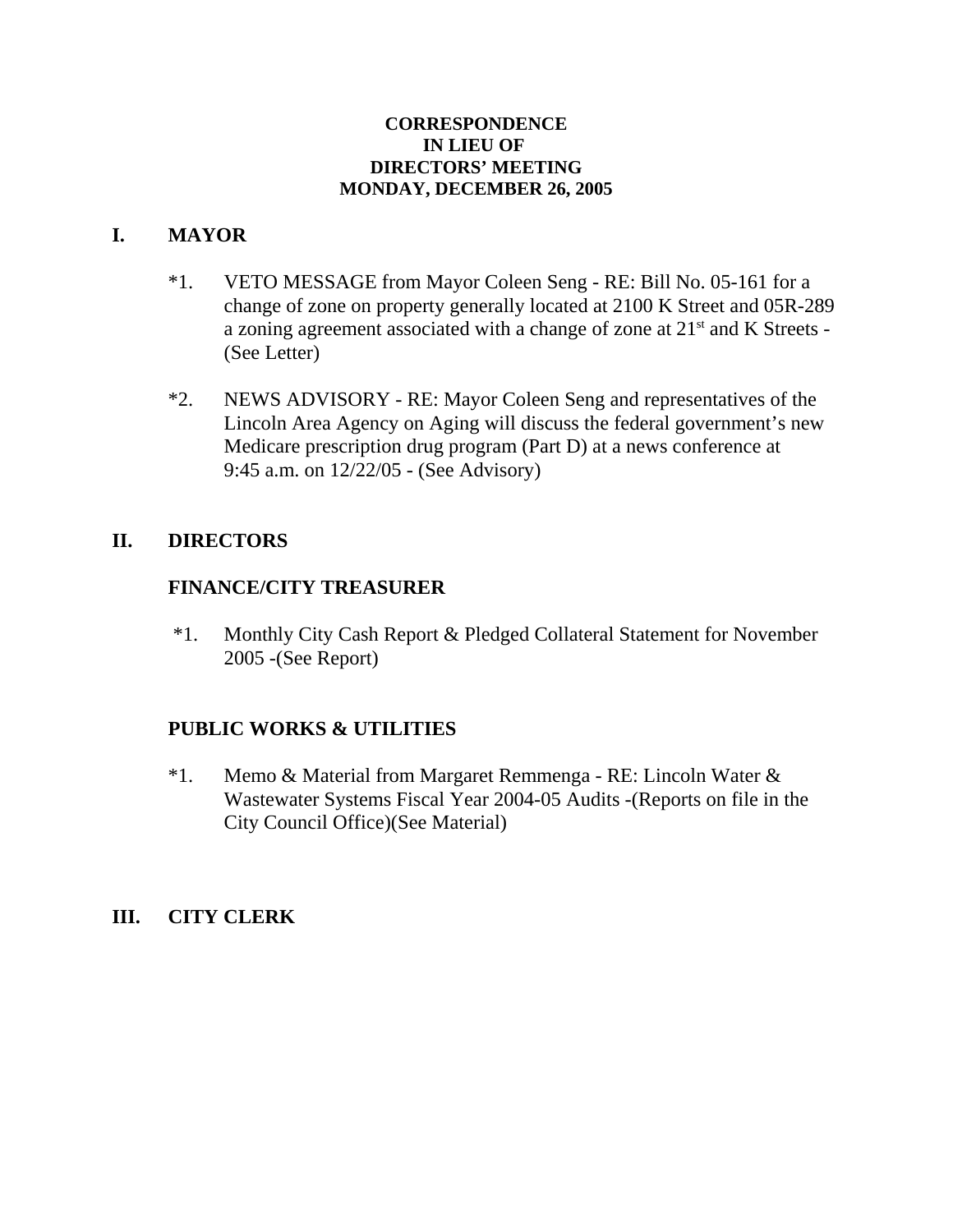**CORRESPONDENCE**
**IN LIEU OF**
**DIRECTORS' MEETING**
**MONDAY, DECEMBER 26, 2005**

## I. MAYOR

*1. VETO MESSAGE from Mayor Coleen Seng - RE: Bill No. 05-161 for a change of zone on property generally located at 2100 K Street and 05R-289 a zoning agreement associated with a change of zone at 21st and K Streets - (See Letter)

*2. NEWS ADVISORY - RE: Mayor Coleen Seng and representatives of the Lincoln Area Agency on Aging will discuss the federal government's new Medicare prescription drug program (Part D) at a news conference at 9:45 a.m. on 12/22/05 - (See Advisory)

## II. DIRECTORS

### FINANCE/CITY TREASURER

*1. Monthly City Cash Report & Pledged Collateral Statement for November 2005 -(See Report)

### PUBLIC WORKS & UTILITIES

*1. Memo & Material from Margaret Remmenga - RE: Lincoln Water & Wastewater Systems Fiscal Year 2004-05 Audits -(Reports on file in the City Council Office)(See Material)

## III. CITY CLERK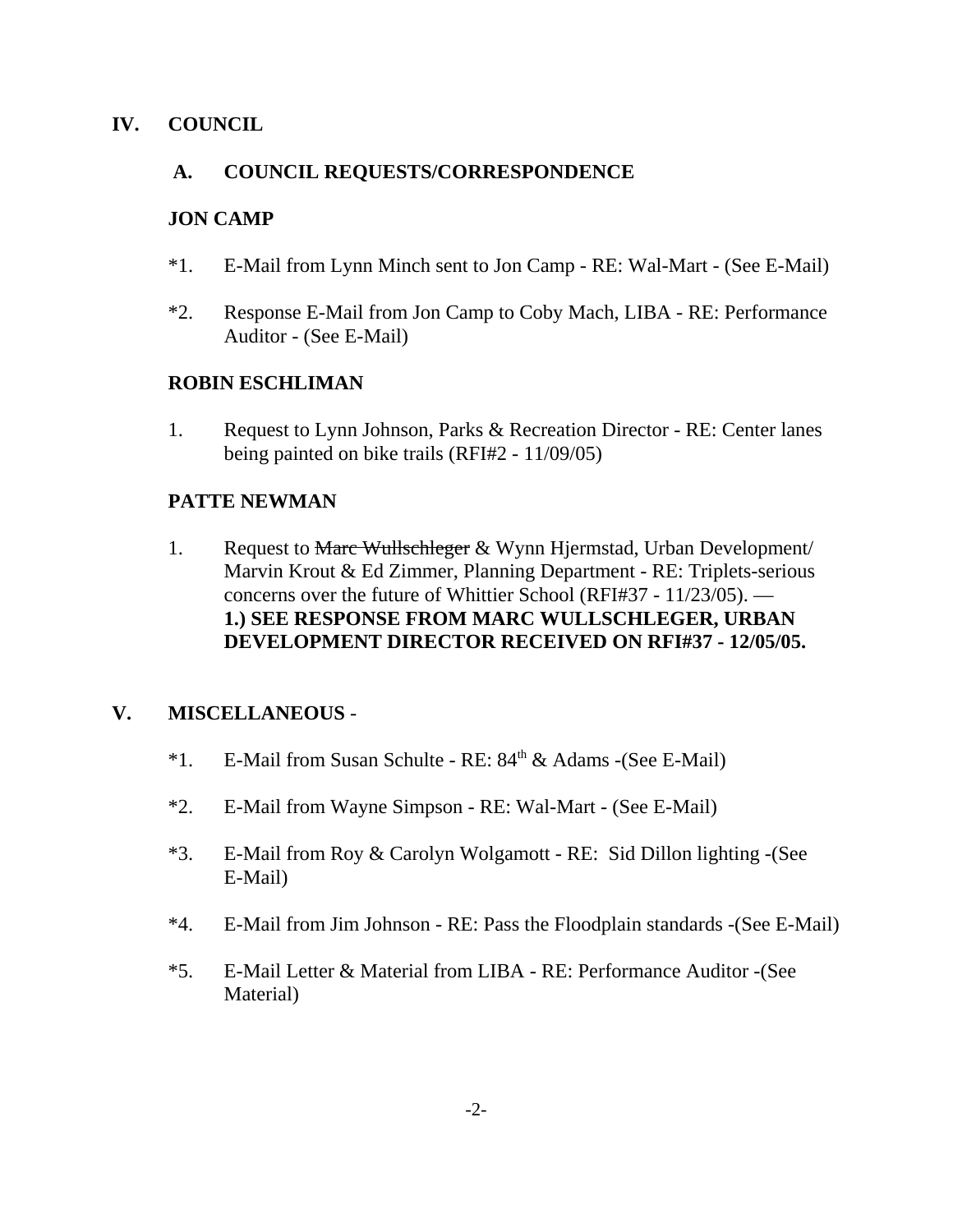## IV. COUNCIL

### A. COUNCIL REQUESTS/CORRESPONDENCE

**JON CAMP**

*1. E-Mail from Lynn Minch sent to Jon Camp - RE: Wal-Mart - (See E-Mail)

*2. Response E-Mail from Jon Camp to Coby Mach, LIBA - RE: Performance Auditor - (See E-Mail)

**ROBIN ESCHLIMAN**

1. Request to Lynn Johnson, Parks & Recreation Director - RE: Center lanes being painted on bike trails (RFI#2 - 11/09/05)

**PATTE NEWMAN**

1. Request to ~~Marc Wullschleger~~ & Wynn Hjermstad, Urban Development/ Marvin Krout & Ed Zimmer, Planning Department - RE: Triplets-serious concerns over the future of Whittier School (RFI#37 - 11/23/05). — **1.) SEE RESPONSE FROM MARC WULLSCHLEGER, URBAN DEVELOPMENT DIRECTOR RECEIVED ON RFI#37 - 12/05/05.**

## V. MISCELLANEOUS -

*1. E-Mail from Susan Schulte - RE: 84th & Adams -(See E-Mail)

*2. E-Mail from Wayne Simpson - RE: Wal-Mart - (See E-Mail)

*3. E-Mail from Roy & Carolyn Wolgamott - RE: Sid Dillon lighting -(See E-Mail)

*4. E-Mail from Jim Johnson - RE: Pass the Floodplain standards -(See E-Mail)

*5. E-Mail Letter & Material from LIBA - RE: Performance Auditor -(See Material)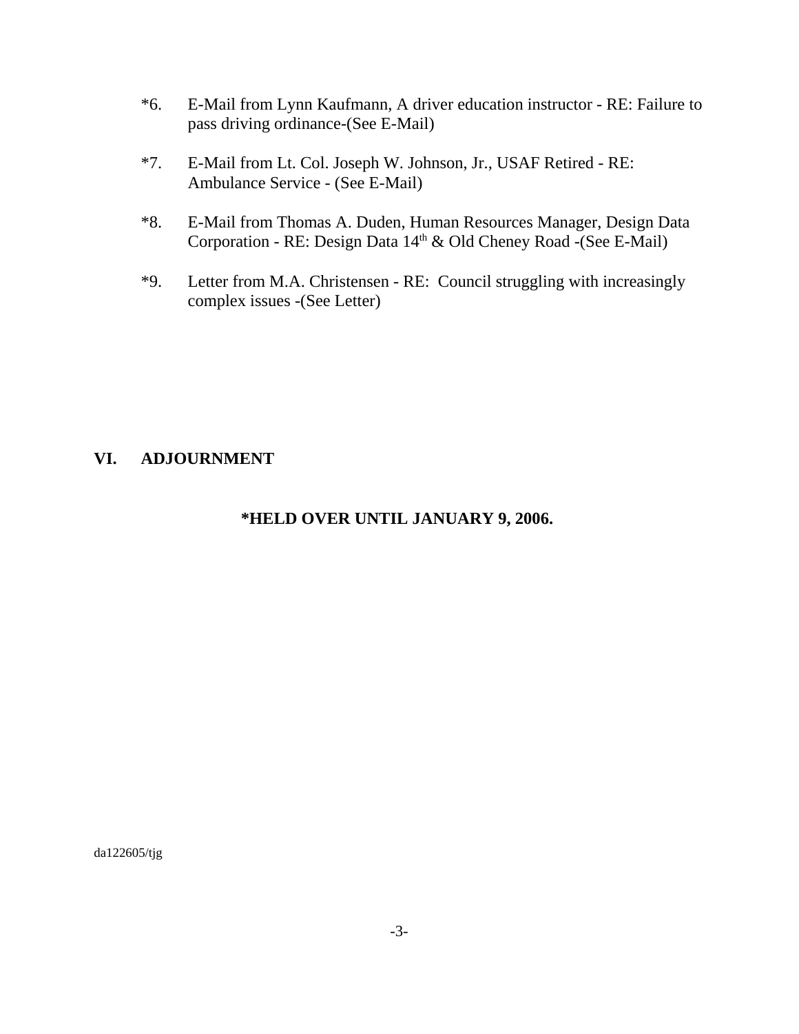*6. E-Mail from Lynn Kaufmann, A driver education instructor - RE: Failure to pass driving ordinance-(See E-Mail)

*7. E-Mail from Lt. Col. Joseph W. Johnson, Jr., USAF Retired - RE: Ambulance Service - (See E-Mail)

*8. E-Mail from Thomas A. Duden, Human Resources Manager, Design Data Corporation - RE: Design Data 14th & Old Cheney Road -(See E-Mail)

*9. Letter from M.A. Christensen - RE: Council struggling with increasingly complex issues -(See Letter)

**VI. ADJOURNMENT**

**\*HELD OVER UNTIL JANUARY 9, 2006.**

da122605/tjg